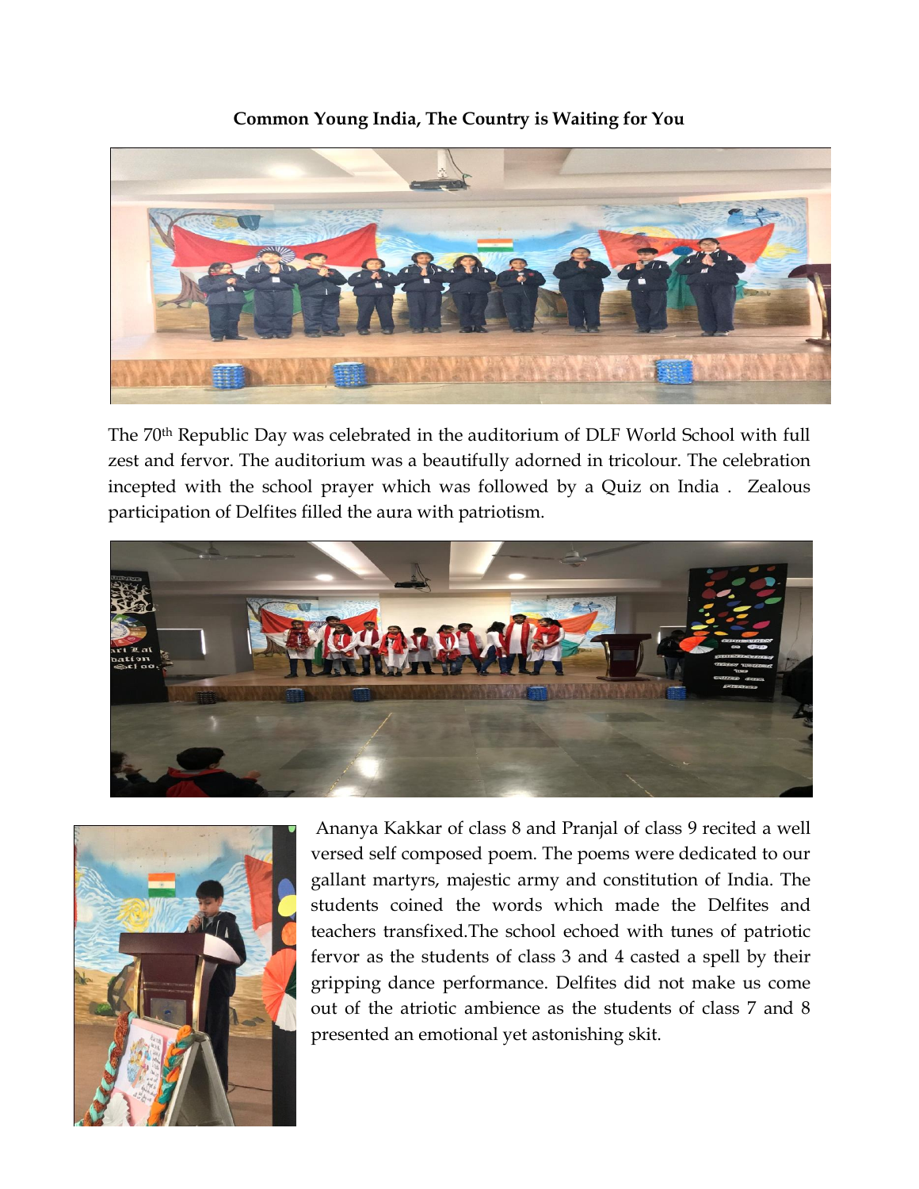**Common Young India, The Country is Waiting for You**

The 70th Republic Day was celebrated in the auditorium of DLF World School with full zest and fervor. The auditorium was a beautifully adorned in tricolour. The celebration incepted with the school prayer which was followed by a Quiz on India . Zealous participation of Delfites filled the aura with patriotism.

Ananya Kakkar of class 8 and Pranjal of class 9 recited a well versed self composed poem. The poems were dedicated to our gallant martyrs, majestic army and constitution of India. The students coined the words which made the Delfites and teachers transfixed.The school echoed with tunes of patriotic fervor as the students of class 3 and 4 casted a spell by their gripping dance performance. Delfites did not make us come out of the atriotic ambience as the students of class 7 and 8 presented an emotional yet astonishing skit.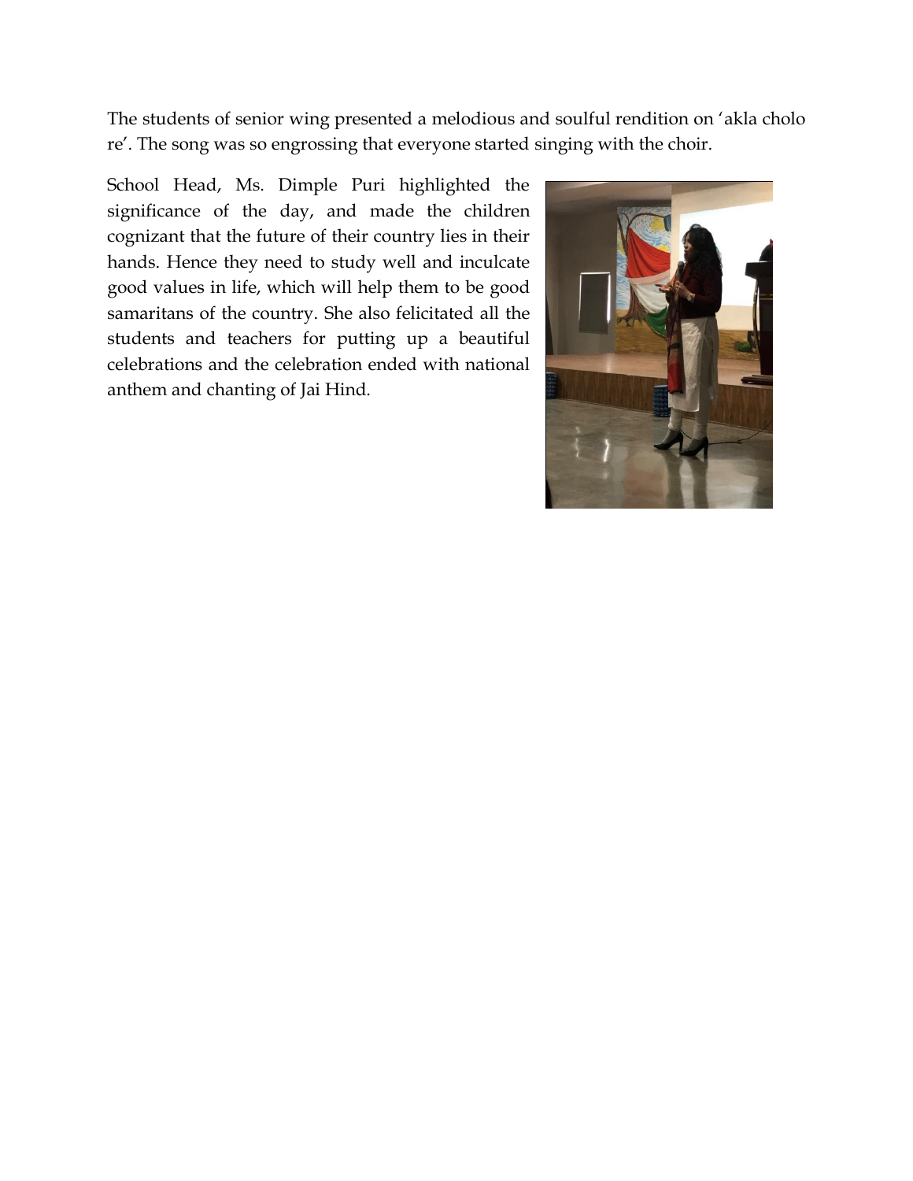The students of senior wing presented a melodious and soulful rendition on 'akla cholo re'. The song was so engrossing that everyone started singing with the choir.

School Head, Ms. Dimple Puri highlighted the significance of the day, and made the children cognizant that the future of their country lies in their hands. Hence they need to study well and inculcate good values in life, which will help them to be good samaritans of the country. She also felicitated all the students and teachers for putting up a beautiful celebrations and the celebration ended with national anthem and chanting of Jai Hind.